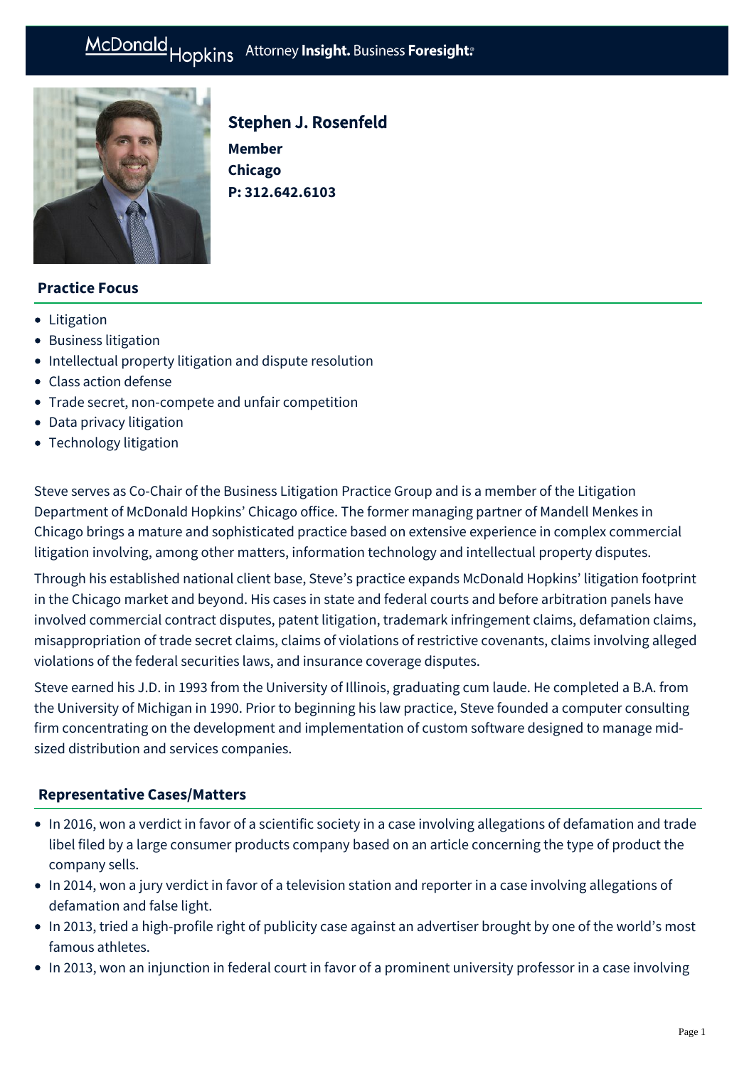# Stephen J. Rosenfeld

**Member**
**Chicago**
**P: 312.642.6103**

## Practice Focus

- Litigation
- Business litigation
- Intellectual property litigation and dispute resolution
- Class action defense
- Trade secret, non-compete and unfair competition
- Data privacy litigation
- Technology litigation

Steve serves as Co-Chair of the Business Litigation Practice Group and is a member of the Litigation Department of McDonald Hopkins' Chicago office. The former managing partner of Mandell Menkes in Chicago brings a mature and sophisticated practice based on extensive experience in complex commercial litigation involving, among other matters, information technology and intellectual property disputes.

Through his established national client base, Steve's practice expands McDonald Hopkins' litigation footprint in the Chicago market and beyond. His cases in state and federal courts and before arbitration panels have involved commercial contract disputes, patent litigation, trademark infringement claims, defamation claims, misappropriation of trade secret claims, claims of violations of restrictive covenants, claims involving alleged violations of the federal securities laws, and insurance coverage disputes.

Steve earned his J.D. in 1993 from the University of Illinois, graduating cum laude. He completed a B.A. from the University of Michigan in 1990. Prior to beginning his law practice, Steve founded a computer consulting firm concentrating on the development and implementation of custom software designed to manage mid-sized distribution and services companies.

## Representative Cases/Matters

- In 2016, won a verdict in favor of a scientific society in a case involving allegations of defamation and trade libel filed by a large consumer products company based on an article concerning the type of product the company sells.
- In 2014, won a jury verdict in favor of a television station and reporter in a case involving allegations of defamation and false light.
- In 2013, tried a high-profile right of publicity case against an advertiser brought by one of the world's most famous athletes.
- In 2013, won an injunction in federal court in favor of a prominent university professor in a case involving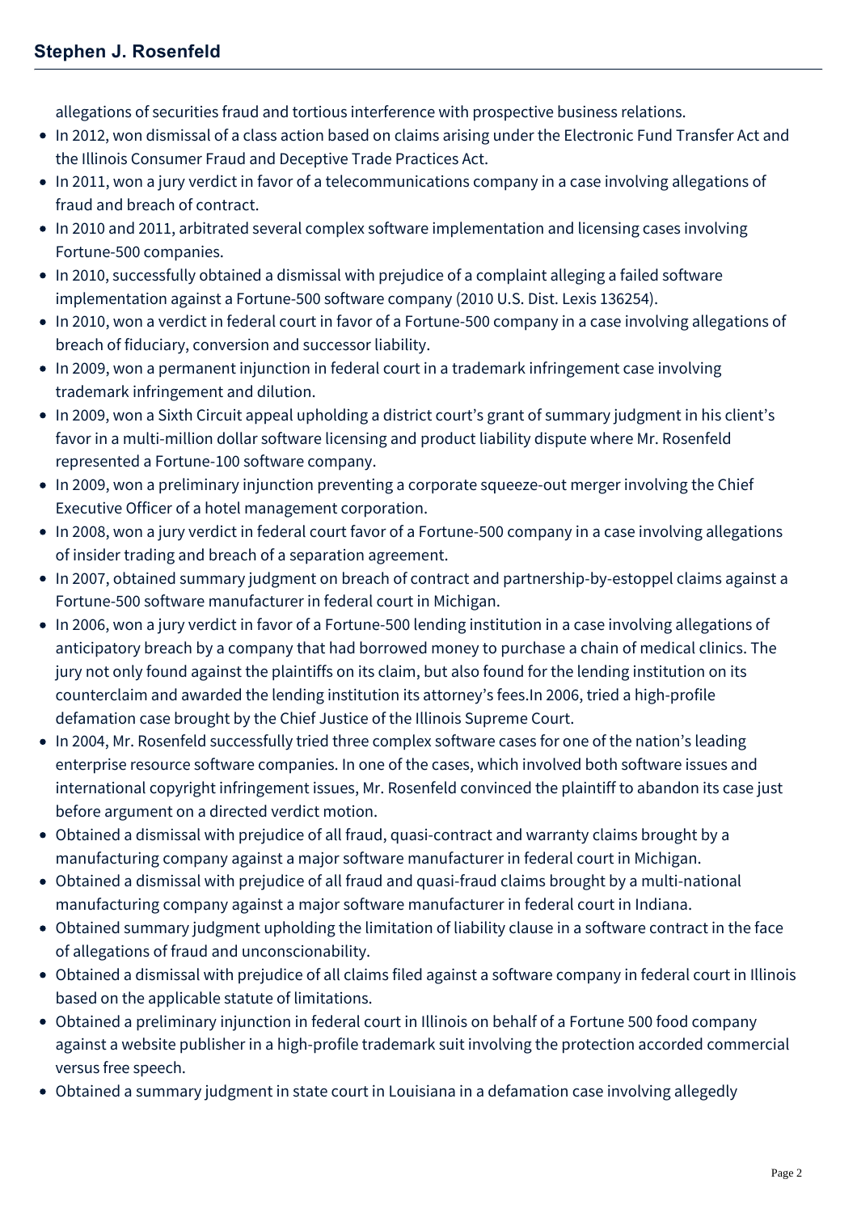allegations of securities fraud and tortious interference with prospective business relations.

- In 2012, won dismissal of a class action based on claims arising under the Electronic Fund Transfer Act and the Illinois Consumer Fraud and Deceptive Trade Practices Act.
- In 2011, won a jury verdict in favor of a telecommunications company in a case involving allegations of fraud and breach of contract.
- In 2010 and 2011, arbitrated several complex software implementation and licensing cases involving Fortune-500 companies.
- In 2010, successfully obtained a dismissal with prejudice of a complaint alleging a failed software implementation against a Fortune-500 software company (2010 U.S. Dist. Lexis 136254).
- In 2010, won a verdict in federal court in favor of a Fortune-500 company in a case involving allegations of breach of fiduciary, conversion and successor liability.
- In 2009, won a permanent injunction in federal court in a trademark infringement case involving trademark infringement and dilution.
- In 2009, won a Sixth Circuit appeal upholding a district court's grant of summary judgment in his client's favor in a multi-million dollar software licensing and product liability dispute where Mr. Rosenfeld represented a Fortune-100 software company.
- In 2009, won a preliminary injunction preventing a corporate squeeze-out merger involving the Chief Executive Officer of a hotel management corporation.
- In 2008, won a jury verdict in federal court favor of a Fortune-500 company in a case involving allegations of insider trading and breach of a separation agreement.
- In 2007, obtained summary judgment on breach of contract and partnership-by-estoppel claims against a Fortune-500 software manufacturer in federal court in Michigan.
- In 2006, won a jury verdict in favor of a Fortune-500 lending institution in a case involving allegations of anticipatory breach by a company that had borrowed money to purchase a chain of medical clinics. The jury not only found against the plaintiffs on its claim, but also found for the lending institution on its counterclaim and awarded the lending institution its attorney's fees.In 2006, tried a high-profile defamation case brought by the Chief Justice of the Illinois Supreme Court.
- In 2004, Mr. Rosenfeld successfully tried three complex software cases for one of the nation's leading enterprise resource software companies. In one of the cases, which involved both software issues and international copyright infringement issues, Mr. Rosenfeld convinced the plaintiff to abandon its case just before argument on a directed verdict motion.
- Obtained a dismissal with prejudice of all fraud, quasi-contract and warranty claims brought by a manufacturing company against a major software manufacturer in federal court in Michigan.
- Obtained a dismissal with prejudice of all fraud and quasi-fraud claims brought by a multi-national manufacturing company against a major software manufacturer in federal court in Indiana.
- Obtained summary judgment upholding the limitation of liability clause in a software contract in the face of allegations of fraud and unconscionability.
- Obtained a dismissal with prejudice of all claims filed against a software company in federal court in Illinois based on the applicable statute of limitations.
- Obtained a preliminary injunction in federal court in Illinois on behalf of a Fortune 500 food company against a website publisher in a high-profile trademark suit involving the protection accorded commercial versus free speech.
- Obtained a summary judgment in state court in Louisiana in a defamation case involving allegedly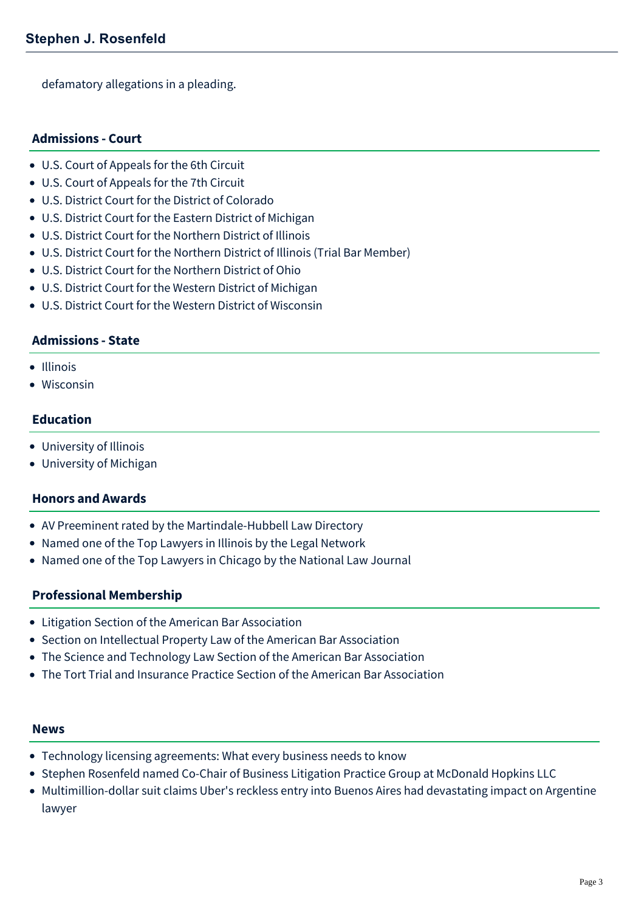defamatory allegations in a pleading.

### Admissions - Court

- U.S. Court of Appeals for the 6th Circuit
- U.S. Court of Appeals for the 7th Circuit
- U.S. District Court for the District of Colorado
- U.S. District Court for the Eastern District of Michigan
- U.S. District Court for the Northern District of Illinois
- U.S. District Court for the Northern District of Illinois (Trial Bar Member)
- U.S. District Court for the Northern District of Ohio
- U.S. District Court for the Western District of Michigan
- U.S. District Court for the Western District of Wisconsin

### Admissions - State

- Illinois
- Wisconsin

### Education

- University of Illinois
- University of Michigan

### Honors and Awards

- AV Preeminent rated by the Martindale-Hubbell Law Directory
- Named one of the Top Lawyers in Illinois by the Legal Network
- Named one of the Top Lawyers in Chicago by the National Law Journal

### Professional Membership

- Litigation Section of the American Bar Association
- Section on Intellectual Property Law of the American Bar Association
- The Science and Technology Law Section of the American Bar Association
- The Tort Trial and Insurance Practice Section of the American Bar Association

### News

- Technology licensing agreements: What every business needs to know
- Stephen Rosenfeld named Co-Chair of Business Litigation Practice Group at McDonald Hopkins LLC
- Multimillion-dollar suit claims Uber's reckless entry into Buenos Aires had devastating impact on Argentine lawyer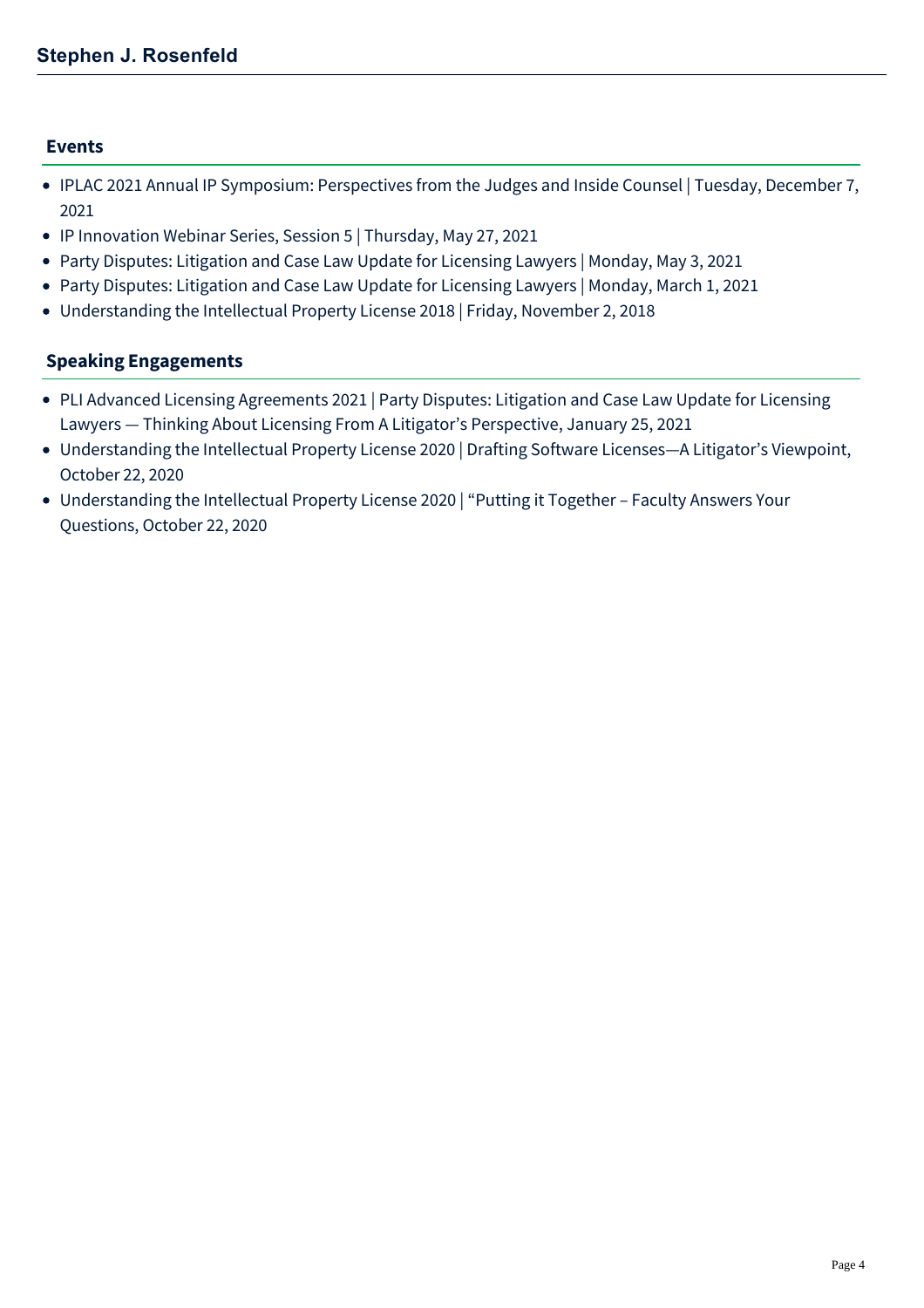## Events

- IPLAC 2021 Annual IP Symposium: Perspectives from the Judges and Inside Counsel | Tuesday, December 7, 2021
- IP Innovation Webinar Series, Session 5 | Thursday, May 27, 2021
- Party Disputes: Litigation and Case Law Update for Licensing Lawyers | Monday, May 3, 2021
- Party Disputes: Litigation and Case Law Update for Licensing Lawyers | Monday, March 1, 2021
- Understanding the Intellectual Property License 2018 | Friday, November 2, 2018

## Speaking Engagements

- PLI Advanced Licensing Agreements 2021 | Party Disputes: Litigation and Case Law Update for Licensing Lawyers — Thinking About Licensing From A Litigator's Perspective, January 25, 2021
- Understanding the Intellectual Property License 2020 | Drafting Software Licenses—A Litigator's Viewpoint, October 22, 2020
- Understanding the Intellectual Property License 2020 | "Putting it Together – Faculty Answers Your Questions, October 22, 2020